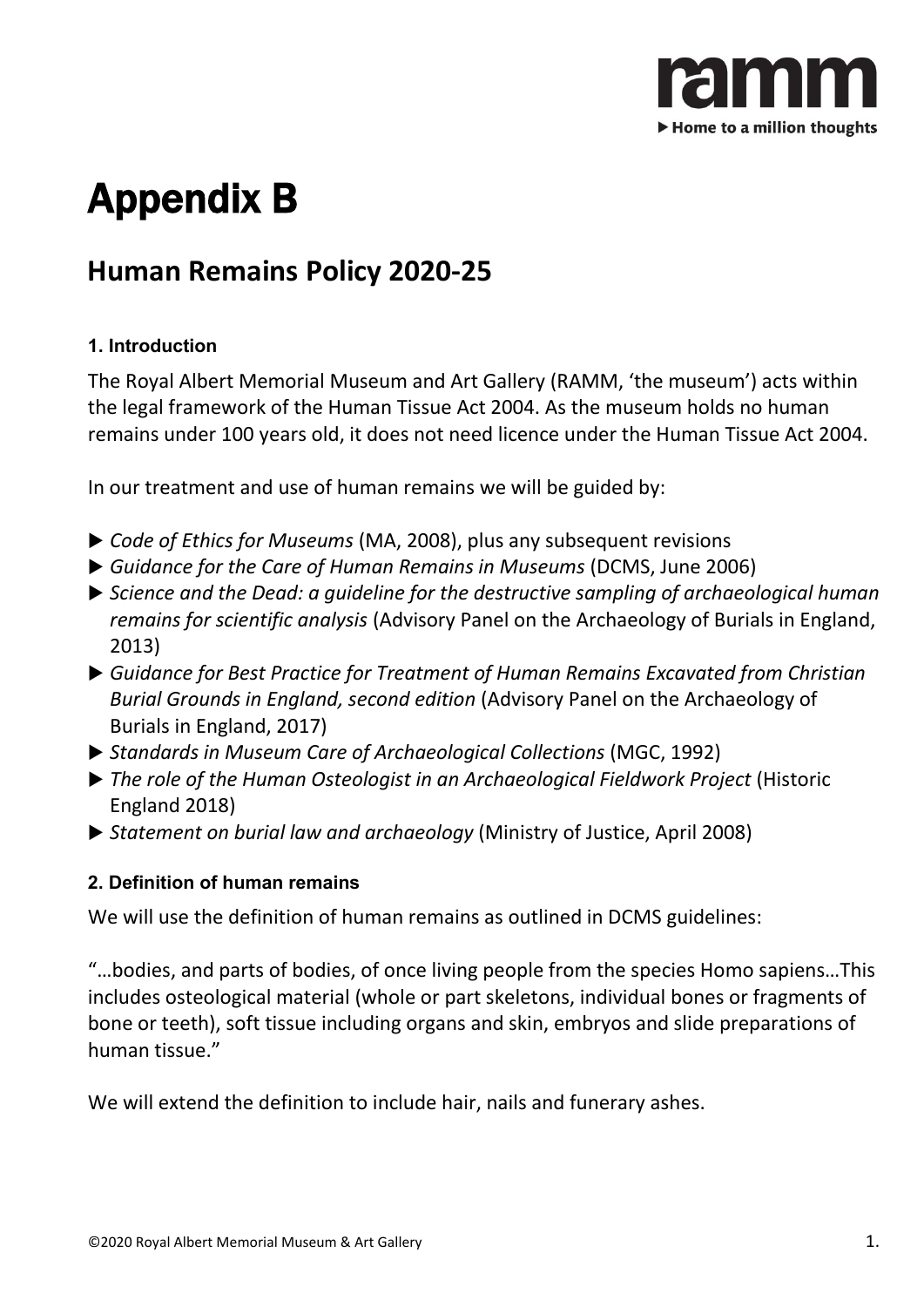# Appendix B

## Human Remains Policy 2020-25

### 1. Introduction

The Royal Albert Memorial Museum and Art Gallery (RAMM, 'the museum') acts within the legal framework of the Human Tissue Act 2004. As the museum holds no human remains under 100 years old, it does not need licence under the Human Tissue Act 2004.

In our treatment and use of human remains we will be guided by:

- *Code of Ethics for Museums* (MA, 2008), plus any subsequent revisions
- *Guidance for the Care of Human Remains in Museums* (DCMS, June 2006)
- *Science and the Dead: a guideline for the destructive sampling of archaeological human remains for scientific analysis* (Advisory Panel on the Archaeology of Burials in England, 2013)
- *Guidance for Best Practice for Treatment of Human Remains Excavated from Christian Burial Grounds in England, second edition* (Advisory Panel on the Archaeology of Burials in England, 2017)
- *Standards in Museum Care of Archaeological Collections* (MGC, 1992)
- *The role of the Human Osteologist in an Archaeological Fieldwork Project* (Historic England 2018)
- *Statement on burial law and archaeology* (Ministry of Justice, April 2008)

### 2. Definition of human remains

We will use the definition of human remains as outlined in DCMS guidelines:

"…bodies, and parts of bodies, of once living people from the species Homo sapiens…This includes osteological material (whole or part skeletons, individual bones or fragments of bone or teeth), soft tissue including organs and skin, embryos and slide preparations of human tissue."

We will extend the definition to include hair, nails and funerary ashes.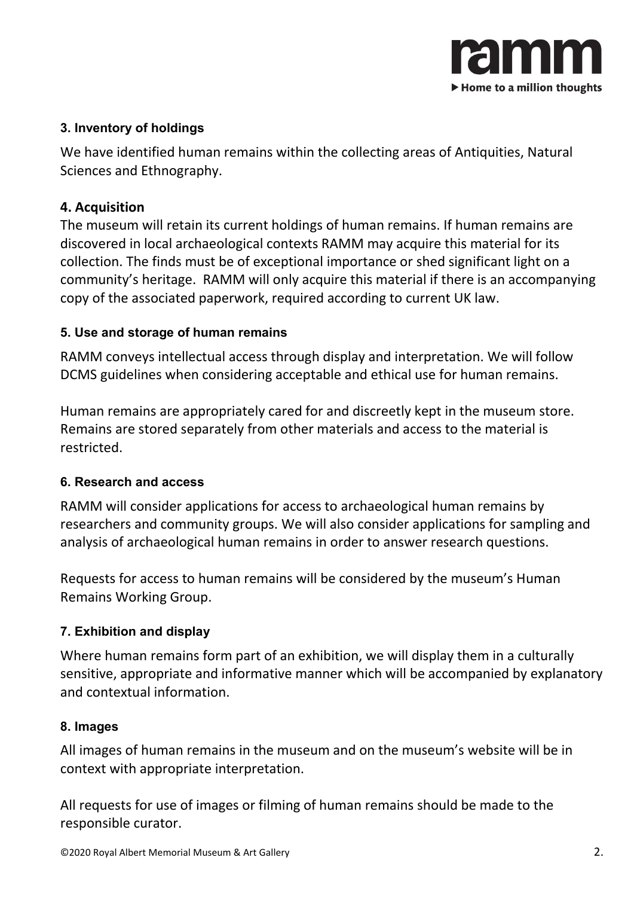### 3. Inventory of holdings

We have identified human remains within the collecting areas of Antiquities, Natural Sciences and Ethnography.

### 4. Acquisition

The museum will retain its current holdings of human remains. If human remains are discovered in local archaeological contexts RAMM may acquire this material for its collection. The finds must be of exceptional importance or shed significant light on a community's heritage. RAMM will only acquire this material if there is an accompanying copy of the associated paperwork, required according to current UK law.

### 5. Use and storage of human remains

RAMM conveys intellectual access through display and interpretation. We will follow DCMS guidelines when considering acceptable and ethical use for human remains.

Human remains are appropriately cared for and discreetly kept in the museum store. Remains are stored separately from other materials and access to the material is restricted.

### 6. Research and access

RAMM will consider applications for access to archaeological human remains by researchers and community groups. We will also consider applications for sampling and analysis of archaeological human remains in order to answer research questions.

Requests for access to human remains will be considered by the museum's Human Remains Working Group.

### 7. Exhibition and display

Where human remains form part of an exhibition, we will display them in a culturally sensitive, appropriate and informative manner which will be accompanied by explanatory and contextual information.

### 8. Images

All images of human remains in the museum and on the museum's website will be in context with appropriate interpretation.

All requests for use of images or filming of human remains should be made to the responsible curator.

©2020 Royal Albert Memorial Museum & Art Gallery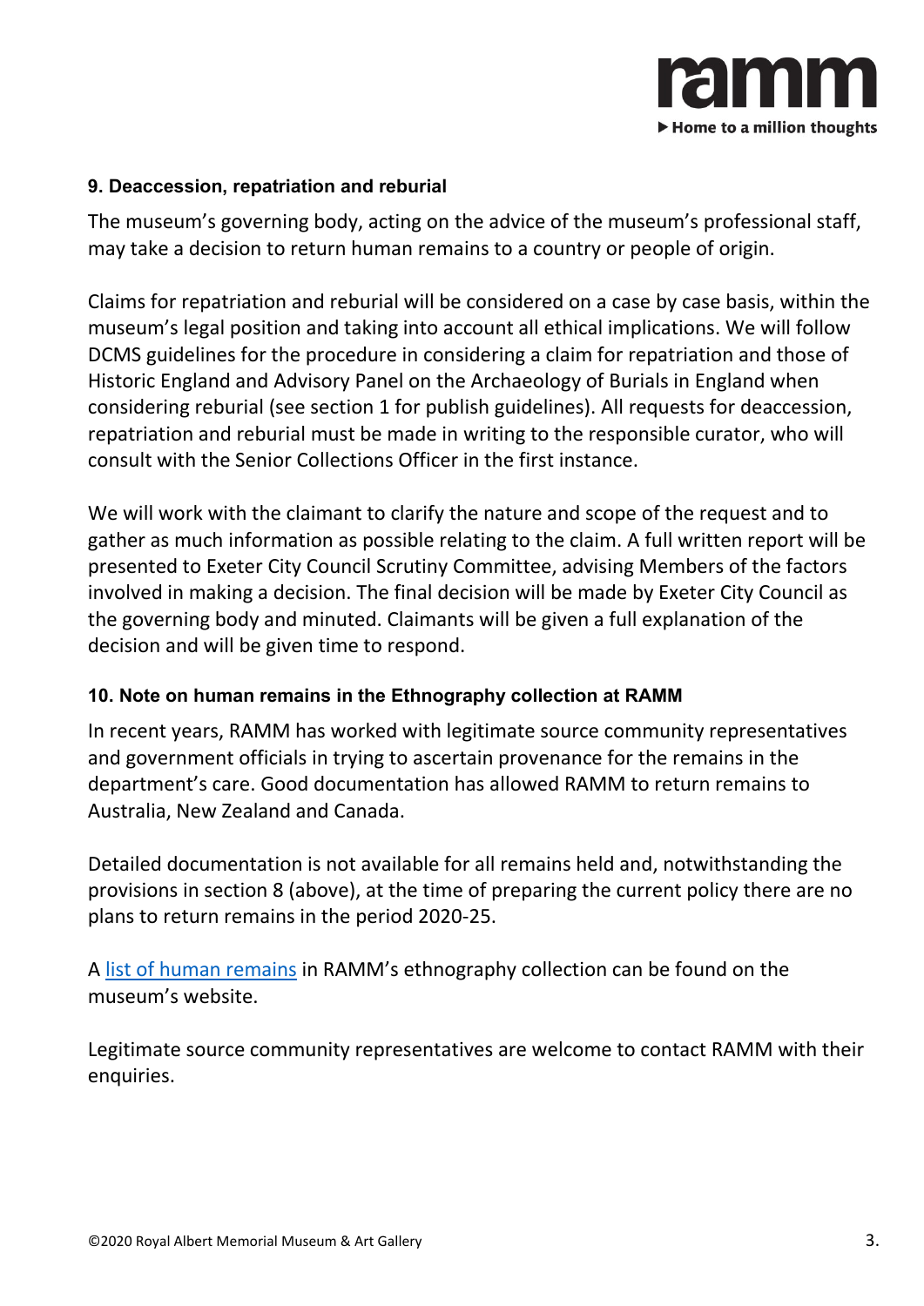### 9. Deaccession, repatriation and reburial

The museum's governing body, acting on the advice of the museum's professional staff, may take a decision to return human remains to a country or people of origin.

Claims for repatriation and reburial will be considered on a case by case basis, within the museum's legal position and taking into account all ethical implications. We will follow DCMS guidelines for the procedure in considering a claim for repatriation and those of Historic England and Advisory Panel on the Archaeology of Burials in England when considering reburial (see section 1 for publish guidelines). All requests for deaccession, repatriation and reburial must be made in writing to the responsible curator, who will consult with the Senior Collections Officer in the first instance.

We will work with the claimant to clarify the nature and scope of the request and to gather as much information as possible relating to the claim. A full written report will be presented to Exeter City Council Scrutiny Committee, advising Members of the factors involved in making a decision. The final decision will be made by Exeter City Council as the governing body and minuted. Claimants will be given a full explanation of the decision and will be given time to respond.

### 10. Note on human remains in the Ethnography collection at RAMM

In recent years, RAMM has worked with legitimate source community representatives and government officials in trying to ascertain provenance for the remains in the department's care. Good documentation has allowed RAMM to return remains to Australia, New Zealand and Canada.

Detailed documentation is not available for all remains held and, notwithstanding the provisions in section 8 (above), at the time of preparing the current policy there are no plans to return remains in the period 2020-25.

A list of human remains in RAMM's ethnography collection can be found on the museum's website.

Legitimate source community representatives are welcome to contact RAMM with their enquiries.